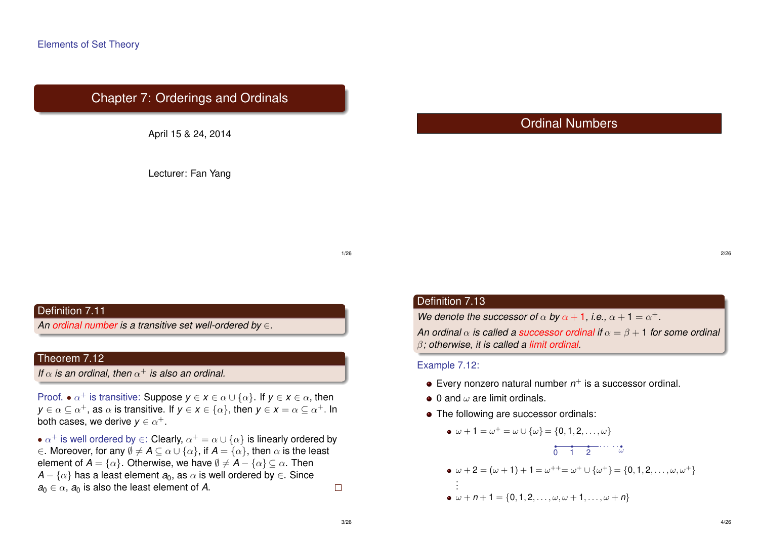Elements of Set Theory

# Chapter 7: Orderings and Ordinals

April 15 & 24, 2014

Lecturer: Fan Yang

## Ordinal Numbers

### Definition 7.11

*An ordinal number is a transitive set well-ordered by $\in$.*

### Theorem 7.12

*If $\alpha$ is an ordinal, then $\alpha^+$ is also an ordinal.*

Proof. • $\alpha^+$ is transitive: Suppose $y \in x \in \alpha \cup \{\alpha\}$. If $y \in x \in \alpha$, then $y \in \alpha \subseteq \alpha^+$, as $\alpha$ is transitive. If $y \in x \in \{\alpha\}$, then $y \in x = \alpha \subseteq \alpha^+$. In both cases, we derive $y \in \alpha^+$.

• $\alpha^+$ is well ordered by $\in$: Clearly, $\alpha^+ = \alpha \cup \{\alpha\}$ is linearly ordered by $\in$. Moreover, for any $\emptyset \neq A \subseteq \alpha \cup \{\alpha\}$, if $A = \{\alpha\}$, then $\alpha$ is the least element of $A = \{\alpha\}$. Otherwise, we have $\emptyset \neq A - \{\alpha\} \subseteq \alpha$. Then $A - \{\alpha\}$ has a least element $a_0$, as $\alpha$ is well ordered by $\in$. Since $a_0 \in \alpha$, $a_0$ is also the least element of $A$. □

### Definition 7.13

*We denote the successor of $\alpha$ by $\alpha + 1$, i.e., $\alpha + 1 = \alpha^+$.*

*An ordinal $\alpha$ is called a successor ordinal if $\alpha = \beta + 1$ for some ordinal $\beta$; otherwise, it is called a limit ordinal.*

Example 7.12:

- Every nonzero natural number $n^+$ is a successor ordinal.
- 0 and $\omega$ are limit ordinals.
- The following are successor ordinals:
  - $\omega + 1 = \omega^+ = \omega \cup \{\omega\} = \{0, 1, 2, \dots, \omega\}$

    $0 \quad 1 \quad 2 \; \cdots\cdots \; \omega$
  - $\omega + 2 = (\omega + 1) + 1 = \omega^{++} = \omega^+ \cup \{\omega^+\} = \{0, 1, 2, \dots, \omega, \omega^+\}$

    $\vdots$
  - $\omega + n + 1 = \{0, 1, 2, \dots, \omega, \omega + 1, \dots, \omega + n\}$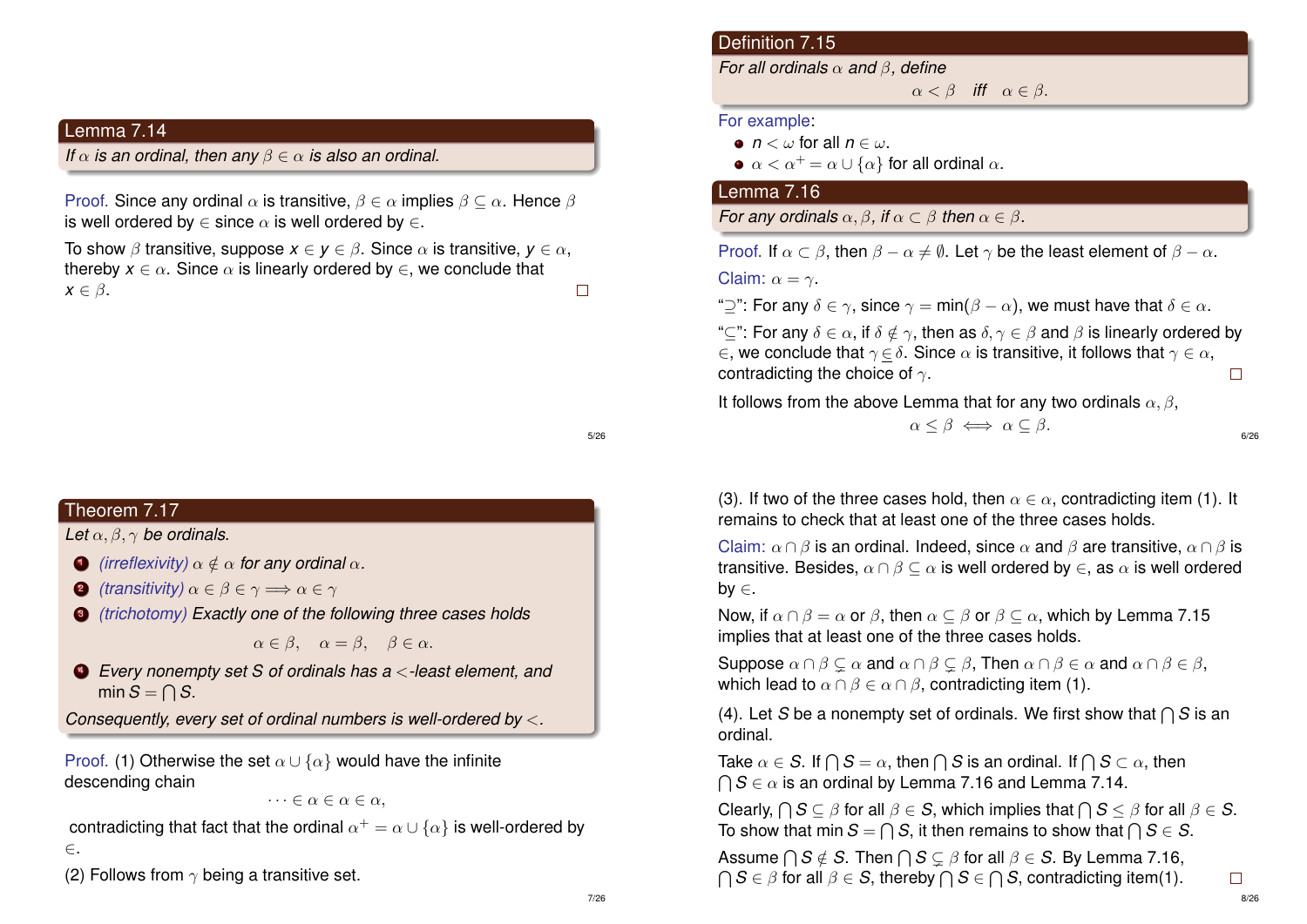## Lemma 7.14

*If $\alpha$ is an ordinal, then any $\beta \in \alpha$ is also an ordinal.*

Proof. Since any ordinal $\alpha$ is transitive, $\beta \in \alpha$ implies $\beta \subseteq \alpha$. Hence $\beta$ is well ordered by $\in$ since $\alpha$ is well ordered by $\in$.

To show $\beta$ transitive, suppose $x \in y \in \beta$. Since $\alpha$ is transitive, $y \in \alpha$, thereby $x \in \alpha$. Since $\alpha$ is linearly ordered by $\in$, we conclude that $x \in \beta$. □

## Definition 7.15

*For all ordinals $\alpha$ and $\beta$, define*

$$\alpha < \beta \quad \textit{iff} \quad \alpha \in \beta.$$

For example:

- $n < \omega$ for all $n \in \omega$.
- $\alpha < \alpha^+ = \alpha \cup \{\alpha\}$ for all ordinal $\alpha$.

## Lemma 7.16

*For any ordinals $\alpha, \beta$, if $\alpha \subset \beta$ then $\alpha \in \beta$.*

Proof. If $\alpha \subset \beta$, then $\beta - \alpha \neq \emptyset$. Let $\gamma$ be the least element of $\beta - \alpha$.

Claim: $\alpha = \gamma$.

"$\supseteq$": For any $\delta \in \gamma$, since $\gamma = \min(\beta - \alpha)$, we must have that $\delta \in \alpha$.

"$\subseteq$": For any $\delta \in \alpha$, if $\delta \notin \gamma$, then as $\delta, \gamma \in \beta$ and $\beta$ is linearly ordered by $\in$, we conclude that $\gamma \underline{\in} \delta$. Since $\alpha$ is transitive, it follows that $\gamma \in \alpha$, contradicting the choice of $\gamma$. □

It follows from the above Lemma that for any two ordinals $\alpha, \beta$,

$$\alpha \leq \beta \iff \alpha \subseteq \beta.$$

## Theorem 7.17

*Let $\alpha, \beta, \gamma$ be ordinals.*

1. *(irreflexivity) $\alpha \notin \alpha$ for any ordinal $\alpha$.*
2. *(transitivity) $\alpha \in \beta \in \gamma \Longrightarrow \alpha \in \gamma$*
3. *(trichotomy) Exactly one of the following three cases holds*
$$\alpha \in \beta, \quad \alpha = \beta, \quad \beta \in \alpha.$$
4. *Every nonempty set $S$ of ordinals has a $<$-least element, and $\min S = \bigcap S$.*

*Consequently, every set of ordinal numbers is well-ordered by $<$.*

Proof. (1) Otherwise the set $\alpha \cup \{\alpha\}$ would have the infinite descending chain

$$\cdots \in \alpha \in \alpha \in \alpha,$$

contradicting that fact that the ordinal $\alpha^+ = \alpha \cup \{\alpha\}$ is well-ordered by $\in$.

(2) Follows from $\gamma$ being a transitive set.

(3). If two of the three cases hold, then $\alpha \in \alpha$, contradicting item (1). It remains to check that at least one of the three cases holds.

Claim: $\alpha \cap \beta$ is an ordinal. Indeed, since $\alpha$ and $\beta$ are transitive, $\alpha \cap \beta$ is transitive. Besides, $\alpha \cap \beta \subseteq \alpha$ is well ordered by $\in$, as $\alpha$ is well ordered by $\in$.

Now, if $\alpha \cap \beta = \alpha$ or $\beta$, then $\alpha \subseteq \beta$ or $\beta \subseteq \alpha$, which by Lemma 7.15 implies that at least one of the three cases holds.

Suppose $\alpha \cap \beta \subsetneq \alpha$ and $\alpha \cap \beta \subsetneq \beta$, Then $\alpha \cap \beta \in \alpha$ and $\alpha \cap \beta \in \beta$, which lead to $\alpha \cap \beta \in \alpha \cap \beta$, contradicting item (1).

(4). Let $S$ be a nonempty set of ordinals. We first show that $\bigcap S$ is an ordinal.

Take $\alpha \in S$. If $\bigcap S = \alpha$, then $\bigcap S$ is an ordinal. If $\bigcap S \subset \alpha$, then $\bigcap S \in \alpha$ is an ordinal by Lemma 7.16 and Lemma 7.14.

Clearly, $\bigcap S \subseteq \beta$ for all $\beta \in S$, which implies that $\bigcap S \leq \beta$ for all $\beta \in S$. To show that $\min S = \bigcap S$, it then remains to show that $\bigcap S \in S$.

Assume $\bigcap S \notin S$. Then $\bigcap S \subsetneq \beta$ for all $\beta \in S$. By Lemma 7.16, $\bigcap S \in \beta$ for all $\beta \in S$, thereby $\bigcap S \in \bigcap S$, contradicting item(1). □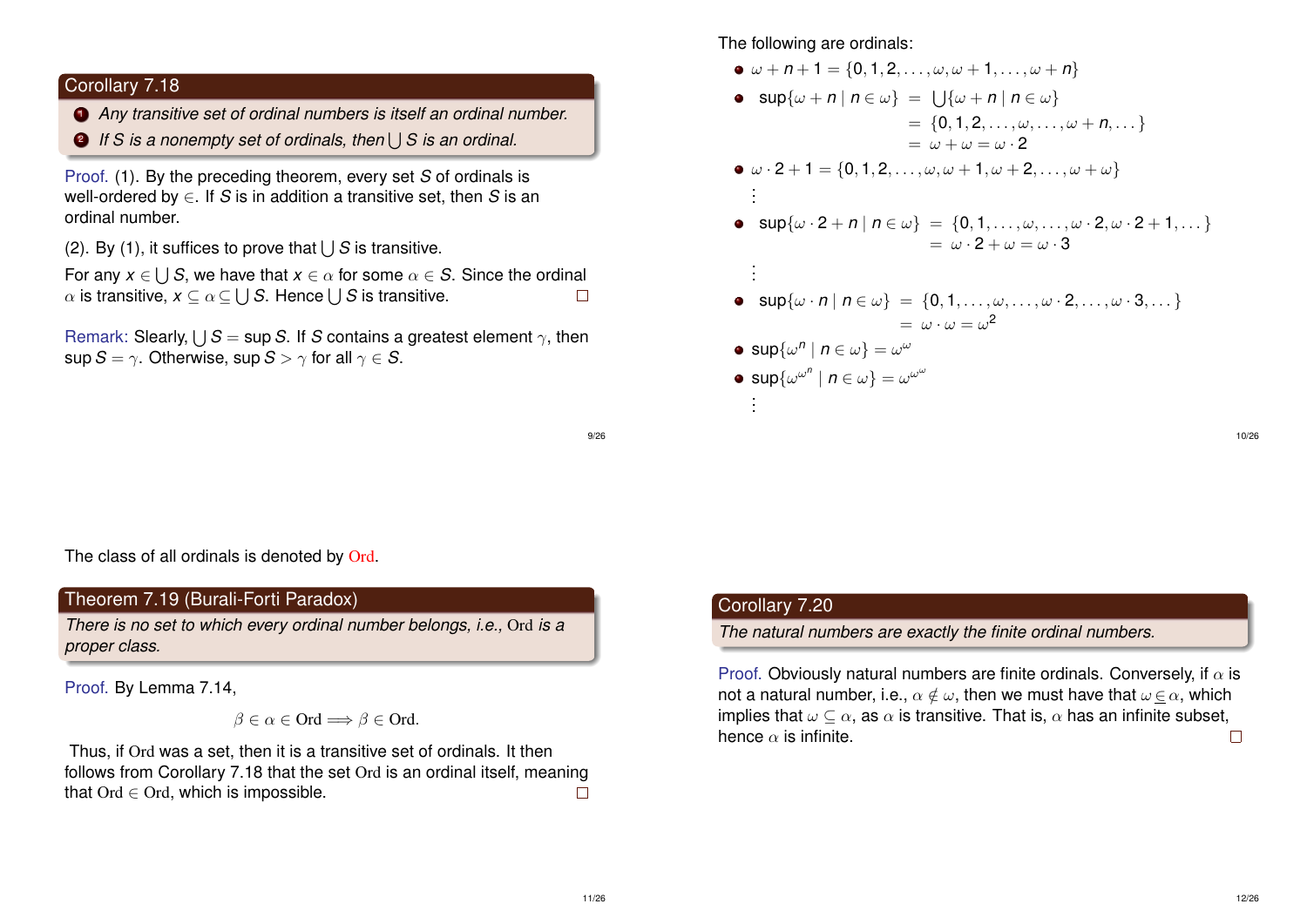## Corollary 7.18

1. *Any transitive set of ordinal numbers is itself an ordinal number.*
2. *If $S$ is a nonempty set of ordinals, then $\bigcup S$ is an ordinal.*

Proof. (1). By the preceding theorem, every set $S$ of ordinals is well-ordered by $\in$. If $S$ is in addition a transitive set, then $S$ is an ordinal number.

(2). By (1), it suffices to prove that $\bigcup S$ is transitive.

For any $x \in \bigcup S$, we have that $x \in \alpha$ for some $\alpha \in S$. Since the ordinal $\alpha$ is transitive, $x \subseteq \alpha \subseteq \bigcup S$. Hence $\bigcup S$ is transitive. □

Remark: Slearly, $\bigcup S = \sup S$. If $S$ contains a greatest element $\gamma$, then $\sup S = \gamma$. Otherwise, $\sup S > \gamma$ for all $\gamma \in S$.

The following are ordinals:

- $\omega + n + 1 = \{0, 1, 2, \ldots, \omega, \omega + 1, \ldots, \omega + n\}$
- $$\begin{aligned} \sup\{\omega + n \mid n \in \omega\} &= \bigcup\{\omega + n \mid n \in \omega\} \\ &= \{0, 1, 2, \ldots, \omega, \ldots, \omega + n, \ldots\} \\ &= \omega + \omega = \omega \cdot 2 \end{aligned}$$
- $\omega \cdot 2 + 1 = \{0, 1, 2, \ldots, \omega, \omega + 1, \omega + 2, \ldots, \omega + \omega\}$

  ⋮
- $$\begin{aligned} \sup\{\omega \cdot 2 + n \mid n \in \omega\} &= \{0, 1, \ldots, \omega, \ldots, \omega \cdot 2, \omega \cdot 2 + 1, \ldots\} \\ &= \omega \cdot 2 + \omega = \omega \cdot 3 \end{aligned}$$

  ⋮
- $$\begin{aligned} \sup\{\omega \cdot n \mid n \in \omega\} &= \{0, 1, \ldots, \omega, \ldots, \omega \cdot 2, \ldots, \omega \cdot 3, \ldots\} \\ &= \omega \cdot \omega = \omega^2 \end{aligned}$$
- $\sup\{\omega^n \mid n \in \omega\} = \omega^\omega$
- $\sup\{\omega^{\omega^n} \mid n \in \omega\} = \omega^{\omega^\omega}$

  ⋮

The class of all ordinals is denoted by Ord.

## Theorem 7.19 (Burali-Forti Paradox)

*There is no set to which every ordinal number belongs, i.e., Ord is a proper class.*

Proof. By Lemma 7.14,

$$\beta \in \alpha \in \mathrm{Ord} \Longrightarrow \beta \in \mathrm{Ord}.$$

Thus, if Ord was a set, then it is a transitive set of ordinals. It then follows from Corollary 7.18 that the set Ord is an ordinal itself, meaning that $\mathrm{Ord} \in \mathrm{Ord}$, which is impossible. □

## Corollary 7.20

*The natural numbers are exactly the finite ordinal numbers.*

Proof. Obviously natural numbers are finite ordinals. Conversely, if $\alpha$ is not a natural number, i.e., $\alpha \notin \omega$, then we must have that $\omega \in \alpha$, which implies that $\omega \subseteq \alpha$, as $\alpha$ is transitive. That is, $\alpha$ has an infinite subset, hence $\alpha$ is infinite. □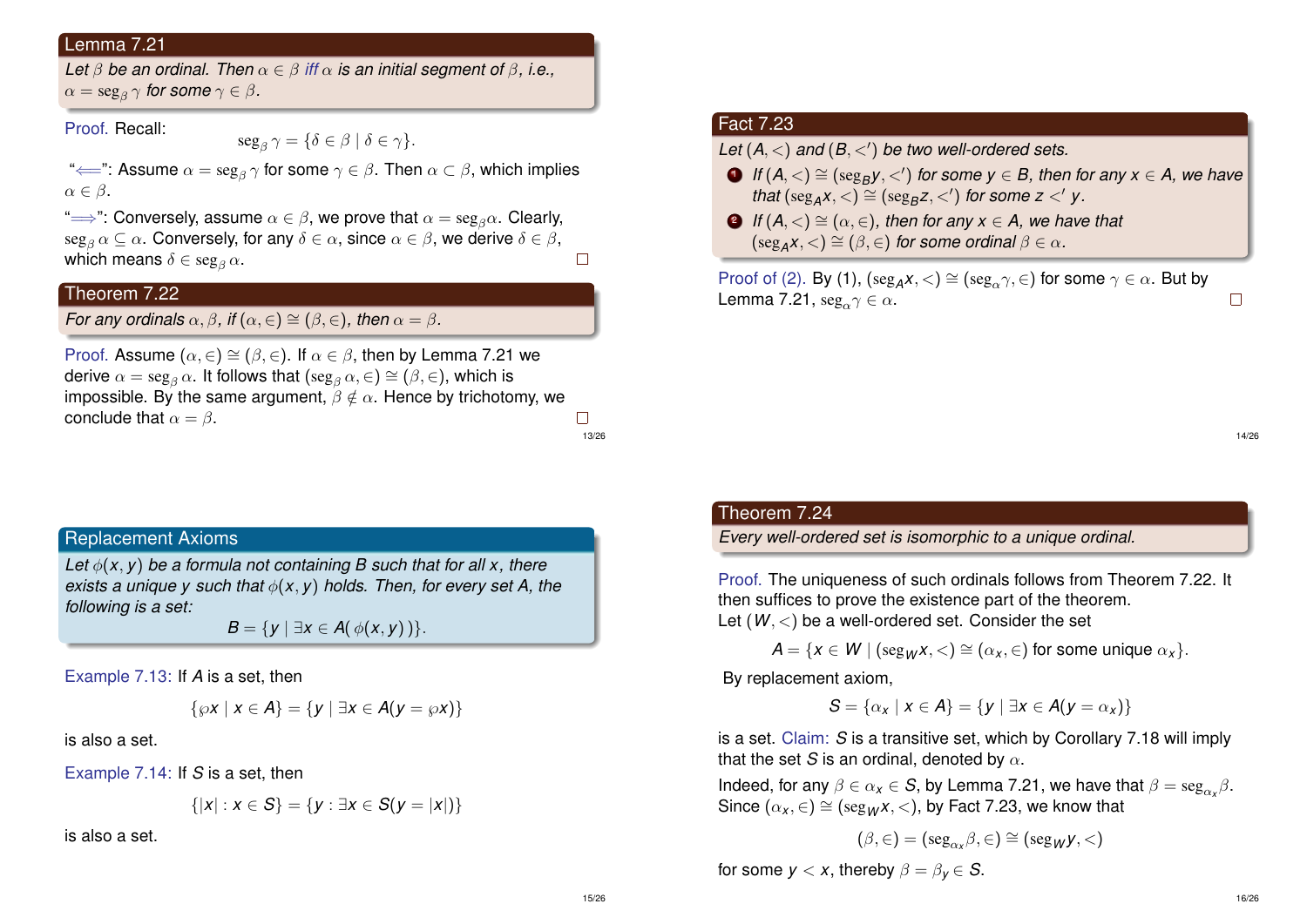### Lemma 7.21

*Let $\beta$ be an ordinal. Then $\alpha \in \beta$ iff $\alpha$ is an initial segment of $\beta$, i.e., $\alpha = \mathrm{seg}_\beta\,\gamma$ for some $\gamma \in \beta$.*

Proof. Recall:

$$\mathrm{seg}_\beta\,\gamma = \{\delta \in \beta \mid \delta \in \gamma\}.$$

"$\Longleftarrow$": Assume $\alpha = \mathrm{seg}_\beta\,\gamma$ for some $\gamma \in \beta$. Then $\alpha \subset \beta$, which implies $\alpha \in \beta$.

"$\Longrightarrow$": Conversely, assume $\alpha \in \beta$, we prove that $\alpha = \mathrm{seg}_\beta \alpha$. Clearly, $\mathrm{seg}_\beta\,\alpha \subseteq \alpha$. Conversely, for any $\delta \in \alpha$, since $\alpha \in \beta$, we derive $\delta \in \beta$, which means $\delta \in \mathrm{seg}_\beta\,\alpha$. □

### Theorem 7.22

*For any ordinals $\alpha, \beta$, if $(\alpha, \in) \cong (\beta, \in)$, then $\alpha = \beta$.*

Proof. Assume $(\alpha, \in) \cong (\beta, \in)$. If $\alpha \in \beta$, then by Lemma 7.21 we derive $\alpha = \mathrm{seg}_\beta\,\alpha$. It follows that $(\mathrm{seg}_\beta\,\alpha, \in) \cong (\beta, \in)$, which is impossible. By the same argument, $\beta \notin \alpha$. Hence by trichotomy, we conclude that $\alpha = \beta$. □

### Fact 7.23

*Let $(A, <)$ and $(B, <')$ be two well-ordered sets.*

1. *If $(A, <) \cong (\mathrm{seg}_B y, <')$ for some $y \in B$, then for any $x \in A$, we have that $(\mathrm{seg}_A x, <) \cong (\mathrm{seg}_B z, <')$ for some $z <' y$.*
2. *If $(A, <) \cong (\alpha, \in)$, then for any $x \in A$, we have that $(\mathrm{seg}_A x, <) \cong (\beta, \in)$ for some ordinal $\beta \in \alpha$.*

Proof of (2). By (1), $(\mathrm{seg}_A x, <) \cong (\mathrm{seg}_\alpha \gamma, \in)$ for some $\gamma \in \alpha$. But by Lemma 7.21, $\mathrm{seg}_\alpha \gamma \in \alpha$. □

### Replacement Axioms

*Let $\phi(x, y)$ be a formula not containing $B$ such that for all $x$, there exists a unique $y$ such that $\phi(x, y)$ holds. Then, for every set $A$, the following is a set:*

$$B = \{y \mid \exists x \in A(\,\phi(x, y)\,)\}.$$

Example 7.13: If $A$ is a set, then

$$\{\wp x \mid x \in A\} = \{y \mid \exists x \in A(y = \wp x)\}$$

is also a set.

Example 7.14: If $S$ is a set, then

$$\{|x| : x \in S\} = \{y : \exists x \in S(y = |x|)\}$$

is also a set.

### Theorem 7.24

*Every well-ordered set is isomorphic to a unique ordinal.*

Proof. The uniqueness of such ordinals follows from Theorem 7.22. It then suffices to prove the existence part of the theorem.
Let $(W, <)$ be a well-ordered set. Consider the set

$$A = \{x \in W \mid (\mathrm{seg}_W x, <) \cong (\alpha_x, \in) \text{ for some unique } \alpha_x\}.$$

By replacement axiom,

$$S = \{\alpha_x \mid x \in A\} = \{y \mid \exists x \in A(y = \alpha_x)\}$$

is a set. Claim: $S$ is a transitive set, which by Corollary 7.18 will imply that the set $S$ is an ordinal, denoted by $\alpha$.

Indeed, for any $\beta \in \alpha_x \in S$, by Lemma 7.21, we have that $\beta = \mathrm{seg}_{\alpha_x}\beta$. Since $(\alpha_x, \in) \cong (\mathrm{seg}_W x, <)$, by Fact 7.23, we know that

$$(\beta, \in) = (\mathrm{seg}_{\alpha_x}\beta, \in) \cong (\mathrm{seg}_W y, <)$$

for some $y < x$, thereby $\beta = \beta_y \in S$.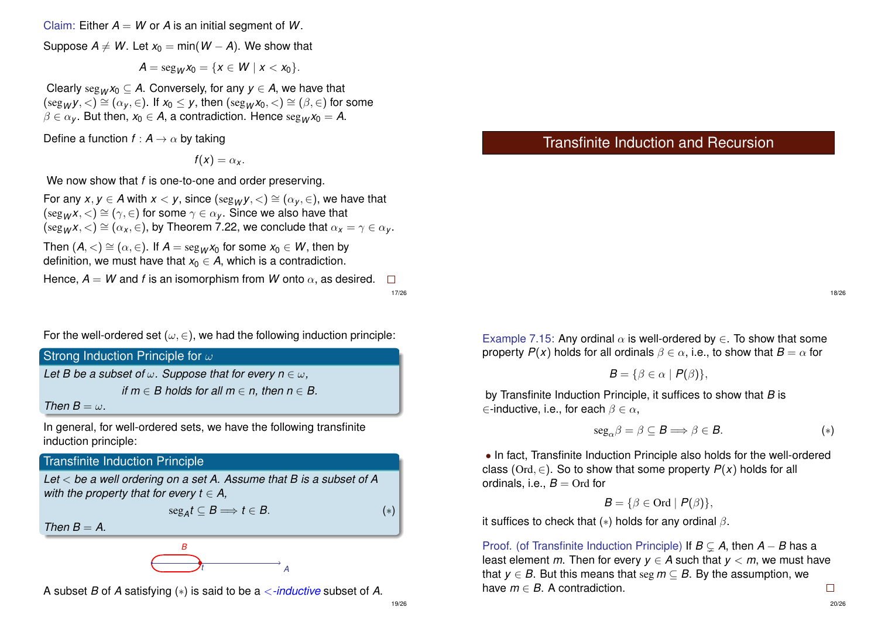Claim: Either $A = W$ or $A$ is an initial segment of $W$.

Suppose $A \neq W$. Let $x_0 = \min(W - A)$. We show that

$$A = \mathrm{seg}_W x_0 = \{x \in W \mid x < x_0\}.$$

Clearly $\mathrm{seg}_W x_0 \subseteq A$. Conversely, for any $y \in A$, we have that $(\mathrm{seg}_W y, <) \cong (\alpha_y, \in)$. If $x_0 \leq y$, then $(\mathrm{seg}_W x_0, <) \cong (\beta, \in)$ for some $\beta \in \alpha_y$. But then, $x_0 \in A$, a contradiction. Hence $\mathrm{seg}_W x_0 = A$.

Define a function $f : A \to \alpha$ by taking

$$f(x) = \alpha_x.$$

We now show that $f$ is one-to-one and order preserving.

For any $x, y \in A$ with $x < y$, since $(\mathrm{seg}_W y, <) \cong (\alpha_y, \in)$, we have that $(\mathrm{seg}_W x, <) \cong (\gamma, \in)$ for some $\gamma \in \alpha_y$. Since we also have that $(\mathrm{seg}_W x, <) \cong (\alpha_x, \in)$, by Theorem 7.22, we conclude that $\alpha_x = \gamma \in \alpha_y$.

Then $(A, <) \cong (\alpha, \in)$. If $A = \mathrm{seg}_W x_0$ for some $x_0 \in W$, then by definition, we must have that $x_0 \in A$, which is a contradiction.

Hence, $A = W$ and $f$ is an isomorphism from $W$ onto $\alpha$, as desired. □

# Transfinite Induction and Recursion

For the well-ordered set $(\omega, \in)$, we had the following induction principle:

**Strong Induction Principle for $\omega$**

*Let $B$ be a subset of $\omega$. Suppose that for every $n \in \omega$,*

$$\text{if } m \in B \text{ holds for all } m \in n, \text{ then } n \in B.$$

*Then $B = \omega$.*

In general, for well-ordered sets, we have the following transfinite induction principle:

**Transfinite Induction Principle**

*Let $<$ be a well ordering on a set $A$. Assume that $B$ is a subset of $A$ with the property that for every $t \in A$,*

$$\mathrm{seg}_A t \subseteq B \Longrightarrow t \in B. \qquad (*)$$

*Then $B = A$.*

A subset $B$ of $A$ satisfying $(*)$ is said to be a *$<$-inductive* subset of $A$.

Example 7.15: Any ordinal $\alpha$ is well-ordered by $\in$. To show that some property $P(x)$ holds for all ordinals $\beta \in \alpha$, i.e., to show that $B = \alpha$ for

$$B = \{\beta \in \alpha \mid P(\beta)\},$$

by Transfinite Induction Principle, it suffices to show that $B$ is $\in$-inductive, i.e., for each $\beta \in \alpha$,

$$\mathrm{seg}_\alpha \beta = \beta \subseteq B \Longrightarrow \beta \in B. \qquad (*)$$

- In fact, Transfinite Induction Principle also holds for the well-ordered class $(\mathrm{Ord}, \in)$. So to show that some property $P(x)$ holds for all ordinals, i.e., $B = \mathrm{Ord}$ for

$$B = \{\beta \in \mathrm{Ord} \mid P(\beta)\},$$

it suffices to check that $(*)$ holds for any ordinal $\beta$.

Proof. (of Transfinite Induction Principle) If $B \subsetneq A$, then $A - B$ has a least element $m$. Then for every $y \in A$ such that $y < m$, we must have that $y \in B$. But this means that $\mathrm{seg}\, m \subseteq B$. By the assumption, we have $m \in B$. A contradiction. □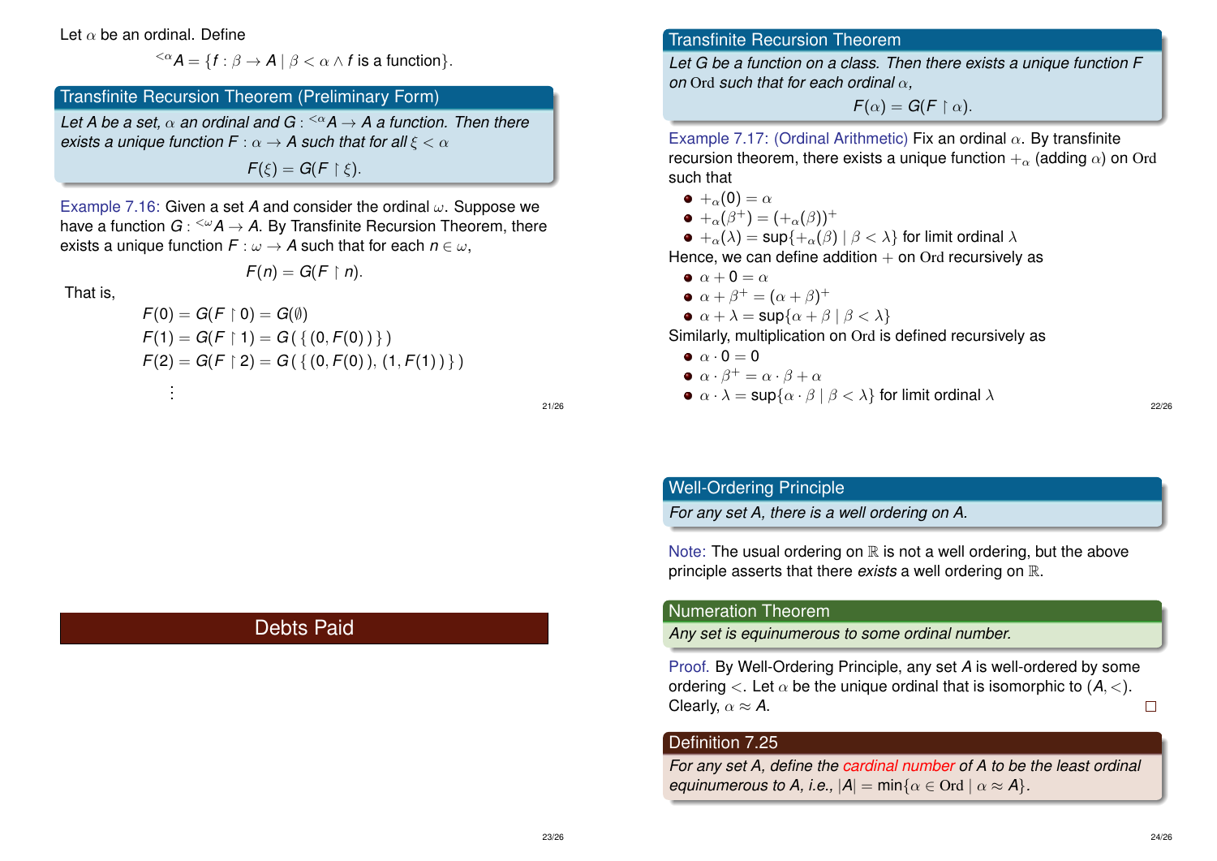Let $\alpha$ be an ordinal. Define

$$^{<\alpha}A = \{f : \beta \to A \mid \beta < \alpha \wedge f \text{ is a function}\}.$$

### Transfinite Recursion Theorem (Preliminary Form)

*Let $A$ be a set, $\alpha$ an ordinal and $G : {}^{<\alpha}A \to A$ a function. Then there exists a unique function $F : \alpha \to A$ such that for all $\xi < \alpha$*

$$F(\xi) = G(F \upharpoonright \xi).$$

Example 7.16: Given a set $A$ and consider the ordinal $\omega$. Suppose we have a function $G : {}^{<\omega}A \to A$. By Transfinite Recursion Theorem, there exists a unique function $F : \omega \to A$ such that for each $n \in \omega$,

$$F(n) = G(F \upharpoonright n).$$

That is,

$$\begin{aligned}
F(0) &= G(F \upharpoonright 0) = G(\emptyset) \\
F(1) &= G(F \upharpoonright 1) = G(\{(0, F(0))\}) \\
F(2) &= G(F \upharpoonright 2) = G(\{(0, F(0)), (1, F(1))\}) \\
&\vdots
\end{aligned}$$

### Transfinite Recursion Theorem

*Let $G$ be a function on a class. Then there exists a unique function $F$ on $\mathrm{Ord}$ such that for each ordinal $\alpha$,*

$$F(\alpha) = G(F \upharpoonright \alpha).$$

Example 7.17: (Ordinal Arithmetic) Fix an ordinal $\alpha$. By transfinite recursion theorem, there exists a unique function $+_\alpha$ (adding $\alpha$) on $\mathrm{Ord}$ such that

- $+_\alpha(0) = \alpha$
- $+_\alpha(\beta^+) = (+_\alpha(\beta))^+$
- $+_\alpha(\lambda) = \sup\{+_\alpha(\beta) \mid \beta < \lambda\}$ for limit ordinal $\lambda$

Hence, we can define addition $+$ on $\mathrm{Ord}$ recursively as

- $\alpha + 0 = \alpha$
- $\alpha + \beta^+ = (\alpha + \beta)^+$
- $\alpha + \lambda = \sup\{\alpha + \beta \mid \beta < \lambda\}$

Similarly, multiplication on $\mathrm{Ord}$ is defined recursively as

- $\alpha \cdot 0 = 0$
- $\alpha \cdot \beta^+ = \alpha \cdot \beta + \alpha$
- $\alpha \cdot \lambda = \sup\{\alpha \cdot \beta \mid \beta < \lambda\}$ for limit ordinal $\lambda$

## Debts Paid

### Well-Ordering Principle

*For any set $A$, there is a well ordering on $A$.*

Note: The usual ordering on $\mathbb{R}$ is not a well ordering, but the above principle asserts that there *exists* a well ordering on $\mathbb{R}$.

### Numeration Theorem

*Any set is equinumerous to some ordinal number.*

Proof. By Well-Ordering Principle, any set $A$ is well-ordered by some ordering $<$. Let $\alpha$ be the unique ordinal that is isomorphic to $(A, <)$. Clearly, $\alpha \approx A$. □

### Definition 7.25

*For any set $A$, define the cardinal number of $A$ to be the least ordinal equinumerous to $A$, i.e., $|A| = \min\{\alpha \in \mathrm{Ord} \mid \alpha \approx A\}$.*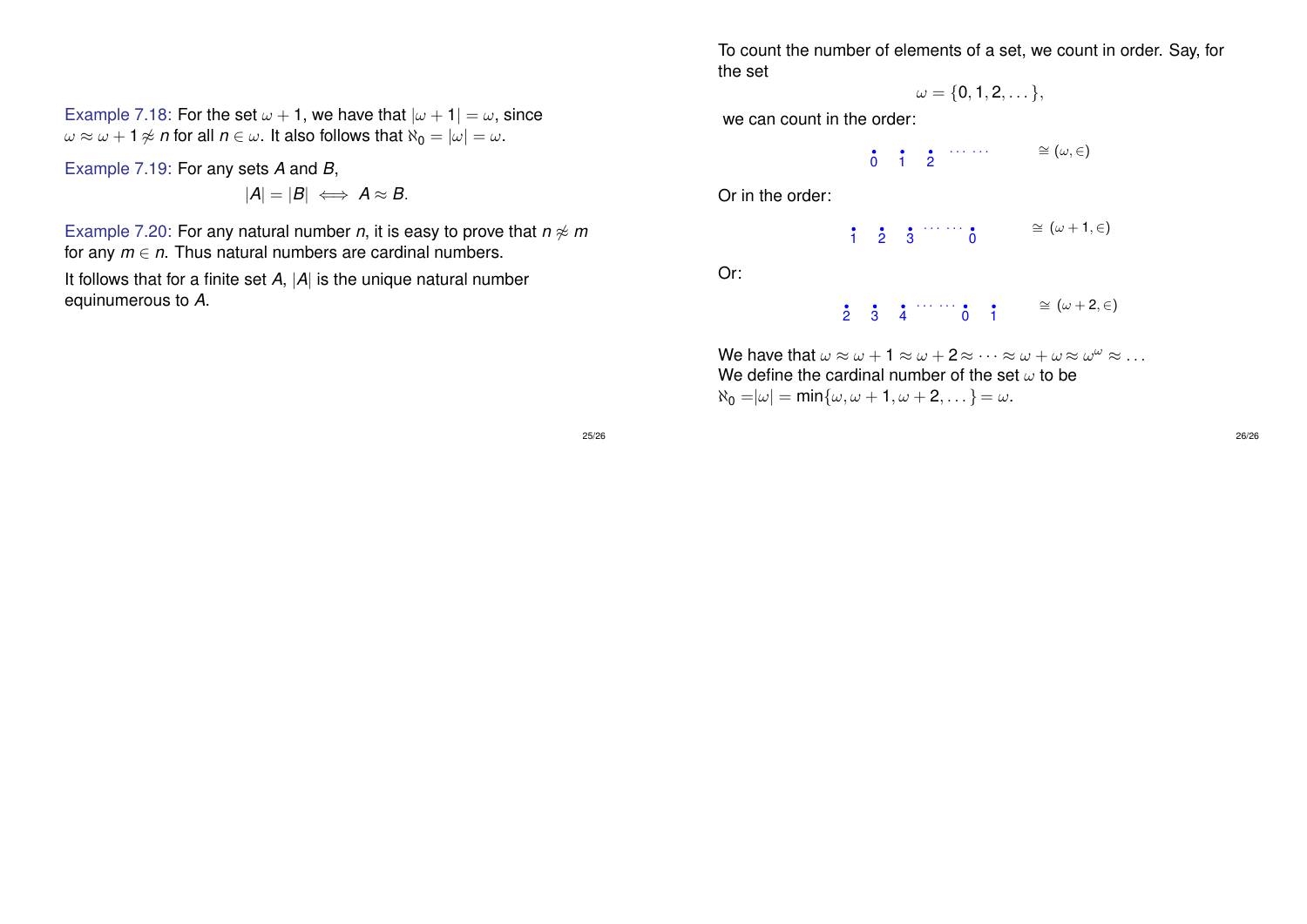Example 7.18: For the set $\omega + 1$, we have that $|\omega + 1| = \omega$, since $\omega \approx \omega + 1 \not\approx n$ for all $n \in \omega$. It also follows that $\aleph_0 = |\omega| = \omega$.

Example 7.19: For any sets $A$ and $B$,

$$|A| = |B| \iff A \approx B.$$

Example 7.20: For any natural number $n$, it is easy to prove that $n \not\approx m$ for any $m \in n$. Thus natural numbers are cardinal numbers.

It follows that for a finite set $A$, $|A|$ is the unique natural number equinumerous to $A$.

To count the number of elements of a set, we count in order. Say, for the set

$$\omega = \{0, 1, 2, \dots\},$$

we can count in the order:

$$0 \quad 1 \quad 2 \quad \cdots\cdots \qquad \cong (\omega, \in)$$

Or in the order:

$$1 \quad 2 \quad 3 \quad \cdots\cdots \quad 0 \qquad \cong (\omega + 1, \in)$$

Or:

$$2 \quad 3 \quad 4 \quad \cdots\cdots \quad 0 \quad 1 \qquad \cong (\omega + 2, \in)$$

We have that $\omega \approx \omega + 1 \approx \omega + 2 \approx \cdots \approx \omega + \omega \approx \omega^\omega \approx \dots$

We define the cardinal number of the set $\omega$ to be

$\aleph_0 = |\omega| = \min\{\omega, \omega + 1, \omega + 2, \dots\} = \omega.$